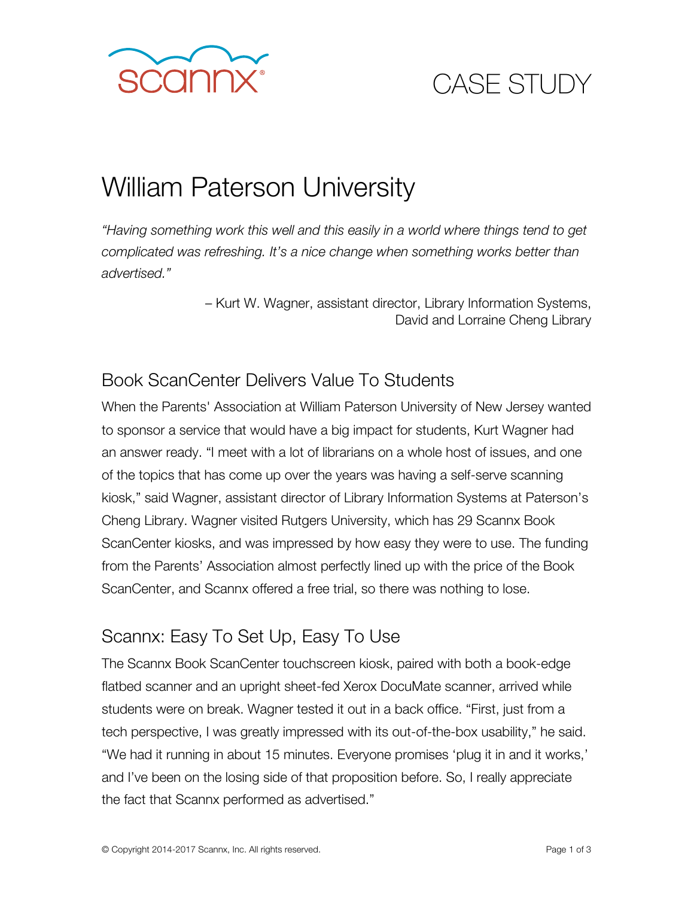CASE STUDY

# William Paterson University

*"Having something work this well and this easily in a world where things tend to get complicated was refreshing. It's a nice change when something works better than advertised."*

– Kurt W. Wagner, assistant director, Library Information Systems, David and Lorraine Cheng Library

## Book ScanCenter Delivers Value To Students

When the Parents' Association at William Paterson University of New Jersey wanted to sponsor a service that would have a big impact for students, Kurt Wagner had an answer ready. "I meet with a lot of librarians on a whole host of issues, and one of the topics that has come up over the years was having a self-serve scanning kiosk," said Wagner, assistant director of Library Information Systems at Paterson's Cheng Library. Wagner visited Rutgers University, which has 29 Scannx Book ScanCenter kiosks, and was impressed by how easy they were to use. The funding from the Parents' Association almost perfectly lined up with the price of the Book ScanCenter, and Scannx offered a free trial, so there was nothing to lose.

## Scannx: Easy To Set Up, Easy To Use

The Scannx Book ScanCenter touchscreen kiosk, paired with both a book-edge flatbed scanner and an upright sheet-fed Xerox DocuMate scanner, arrived while students were on break. Wagner tested it out in a back office. "First, just from a tech perspective, I was greatly impressed with its out-of-the-box usability," he said. "We had it running in about 15 minutes. Everyone promises 'plug it in and it works,' and I've been on the losing side of that proposition before. So, I really appreciate the fact that Scannx performed as advertised."

© Copyright 2014-2017 Scannx, Inc. All rights reserved.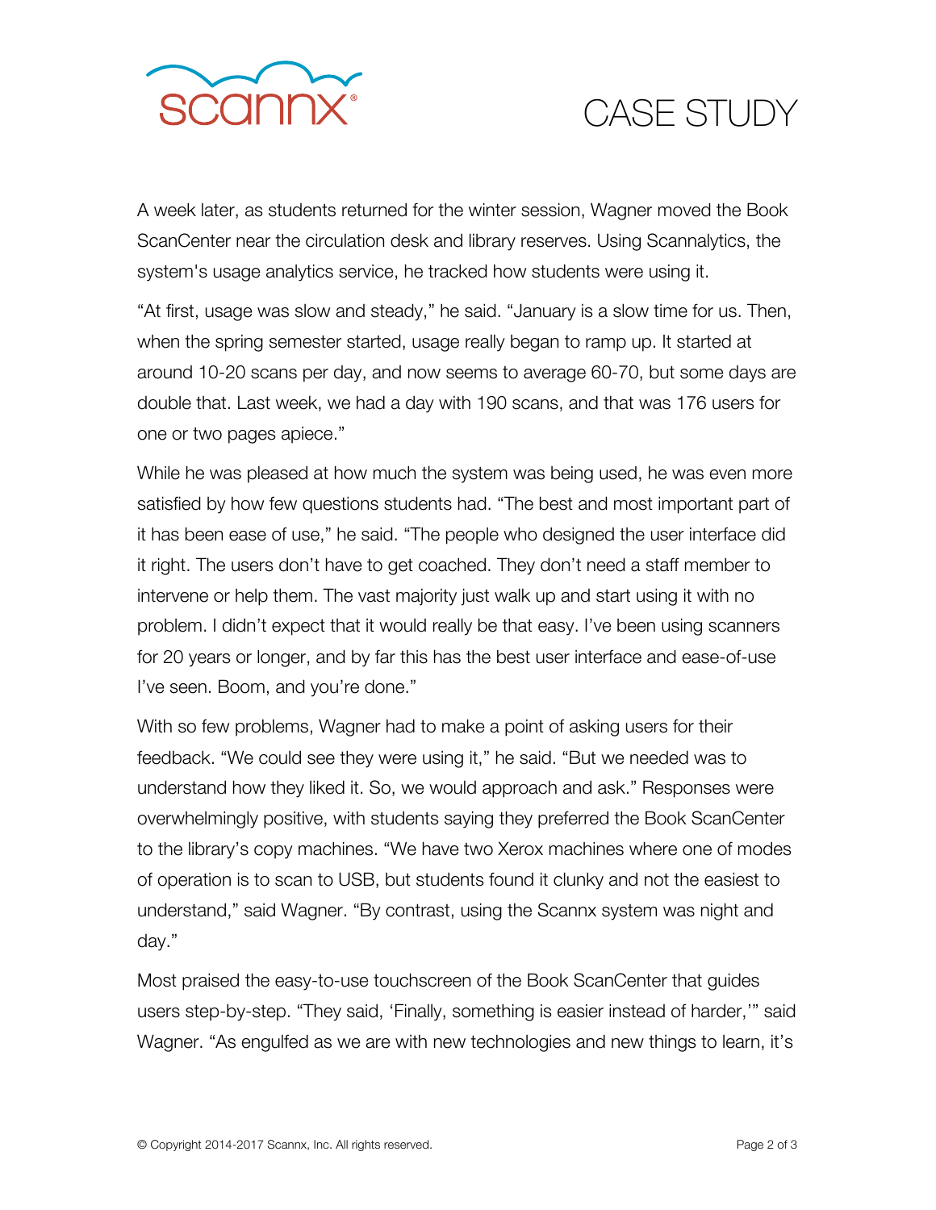A week later, as students returned for the winter session, Wagner moved the Book ScanCenter near the circulation desk and library reserves. Using Scannalytics, the system's usage analytics service, he tracked how students were using it.

"At first, usage was slow and steady," he said. "January is a slow time for us. Then, when the spring semester started, usage really began to ramp up. It started at around 10-20 scans per day, and now seems to average 60-70, but some days are double that. Last week, we had a day with 190 scans, and that was 176 users for one or two pages apiece."

While he was pleased at how much the system was being used, he was even more satisfied by how few questions students had. "The best and most important part of it has been ease of use," he said. "The people who designed the user interface did it right. The users don't have to get coached. They don't need a staff member to intervene or help them. The vast majority just walk up and start using it with no problem. I didn't expect that it would really be that easy. I've been using scanners for 20 years or longer, and by far this has the best user interface and ease-of-use I've seen. Boom, and you're done."

With so few problems, Wagner had to make a point of asking users for their feedback. "We could see they were using it," he said. "But we needed was to understand how they liked it. So, we would approach and ask." Responses were overwhelmingly positive, with students saying they preferred the Book ScanCenter to the library's copy machines. "We have two Xerox machines where one of modes of operation is to scan to USB, but students found it clunky and not the easiest to understand," said Wagner. "By contrast, using the Scannx system was night and day."

Most praised the easy-to-use touchscreen of the Book ScanCenter that guides users step-by-step. "They said, 'Finally, something is easier instead of harder,'" said Wagner. "As engulfed as we are with new technologies and new things to learn, it's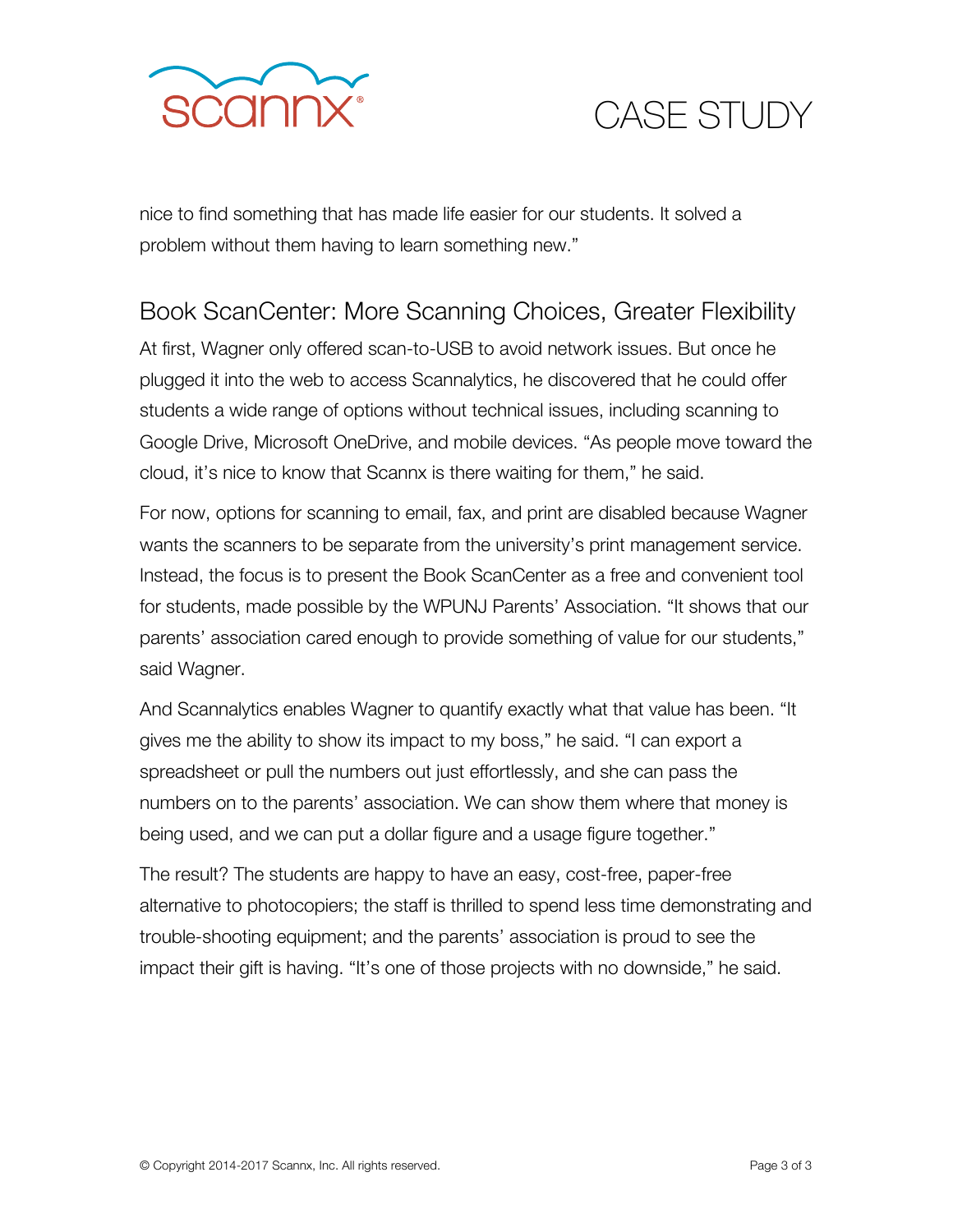nice to find something that has made life easier for our students. It solved a problem without them having to learn something new."

## Book ScanCenter: More Scanning Choices, Greater Flexibility

At first, Wagner only offered scan-to-USB to avoid network issues. But once he plugged it into the web to access Scannalytics, he discovered that he could offer students a wide range of options without technical issues, including scanning to Google Drive, Microsoft OneDrive, and mobile devices. "As people move toward the cloud, it's nice to know that Scannx is there waiting for them," he said.

For now, options for scanning to email, fax, and print are disabled because Wagner wants the scanners to be separate from the university's print management service. Instead, the focus is to present the Book ScanCenter as a free and convenient tool for students, made possible by the WPUNJ Parents' Association. "It shows that our parents' association cared enough to provide something of value for our students," said Wagner.

And Scannalytics enables Wagner to quantify exactly what that value has been. "It gives me the ability to show its impact to my boss," he said. "I can export a spreadsheet or pull the numbers out just effortlessly, and she can pass the numbers on to the parents' association. We can show them where that money is being used, and we can put a dollar figure and a usage figure together."

The result? The students are happy to have an easy, cost-free, paper-free alternative to photocopiers; the staff is thrilled to spend less time demonstrating and trouble-shooting equipment; and the parents' association is proud to see the impact their gift is having. "It's one of those projects with no downside," he said.

© Copyright 2014-2017 Scannx, Inc. All rights reserved.